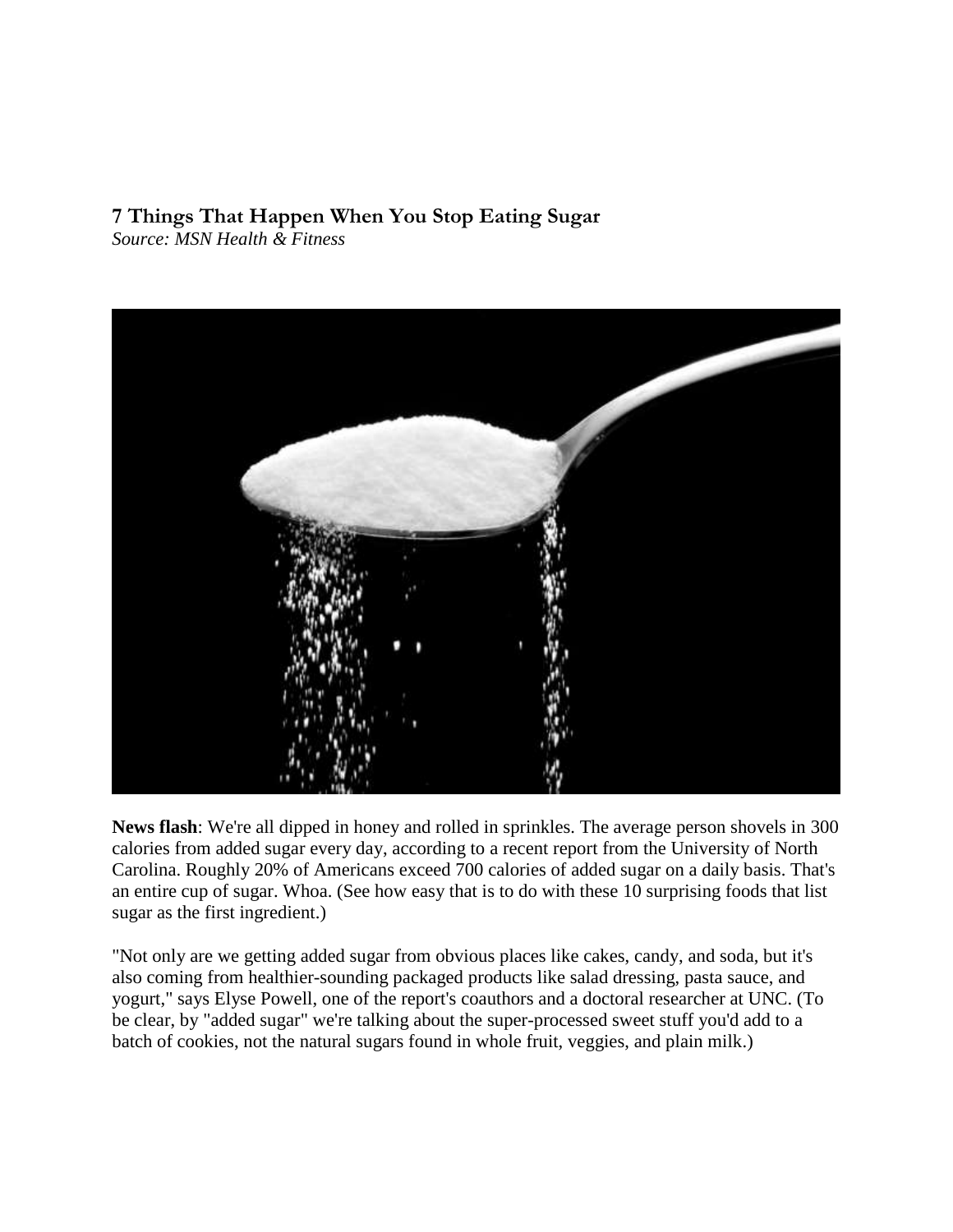# 7 Things That Happen When You Stop Eating Sugar

*Source: MSN Health & Fitness*

**News flash**: We're all dipped in honey and rolled in sprinkles. The average person shovels in 300 calories from added sugar every day, according to a recent report from the University of North Carolina. Roughly 20% of Americans exceed 700 calories of added sugar on a daily basis. That's an entire cup of sugar. Whoa. (See how easy that is to do with these 10 surprising foods that list sugar as the first ingredient.)

"Not only are we getting added sugar from obvious places like cakes, candy, and soda, but it's also coming from healthier-sounding packaged products like salad dressing, pasta sauce, and yogurt," says Elyse Powell, one of the report's coauthors and a doctoral researcher at UNC. (To be clear, by "added sugar" we're talking about the super-processed sweet stuff you'd add to a batch of cookies, not the natural sugars found in whole fruit, veggies, and plain milk.)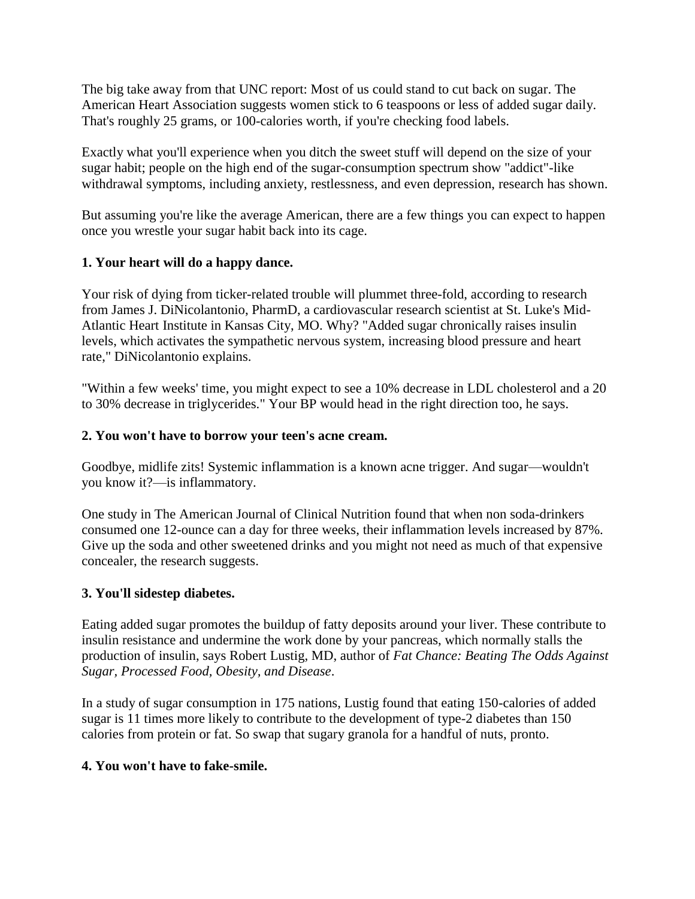The big take away from that UNC report: Most of us could stand to cut back on sugar. The American Heart Association suggests women stick to 6 teaspoons or less of added sugar daily. That's roughly 25 grams, or 100-calories worth, if you're checking food labels.

Exactly what you'll experience when you ditch the sweet stuff will depend on the size of your sugar habit; people on the high end of the sugar-consumption spectrum show "addict"-like withdrawal symptoms, including anxiety, restlessness, and even depression, research has shown.

But assuming you're like the average American, there are a few things you can expect to happen once you wrestle your sugar habit back into its cage.

**1. Your heart will do a happy dance.**

Your risk of dying from ticker-related trouble will plummet three-fold, according to research from James J. DiNicolantonio, PharmD, a cardiovascular research scientist at St. Luke's Mid-Atlantic Heart Institute in Kansas City, MO. Why? "Added sugar chronically raises insulin levels, which activates the sympathetic nervous system, increasing blood pressure and heart rate," DiNicolantonio explains.

"Within a few weeks' time, you might expect to see a 10% decrease in LDL cholesterol and a 20 to 30% decrease in triglycerides." Your BP would head in the right direction too, he says.

**2. You won't have to borrow your teen's acne cream.**

Goodbye, midlife zits! Systemic inflammation is a known acne trigger. And sugar—wouldn't you know it?—is inflammatory.

One study in The American Journal of Clinical Nutrition found that when non soda-drinkers consumed one 12-ounce can a day for three weeks, their inflammation levels increased by 87%. Give up the soda and other sweetened drinks and you might not need as much of that expensive concealer, the research suggests.

**3. You'll sidestep diabetes.**

Eating added sugar promotes the buildup of fatty deposits around your liver. These contribute to insulin resistance and undermine the work done by your pancreas, which normally stalls the production of insulin, says Robert Lustig, MD, author of *Fat Chance: Beating The Odds Against Sugar, Processed Food, Obesity, and Disease*.

In a study of sugar consumption in 175 nations, Lustig found that eating 150-calories of added sugar is 11 times more likely to contribute to the development of type-2 diabetes than 150 calories from protein or fat. So swap that sugary granola for a handful of nuts, pronto.

**4. You won't have to fake-smile.**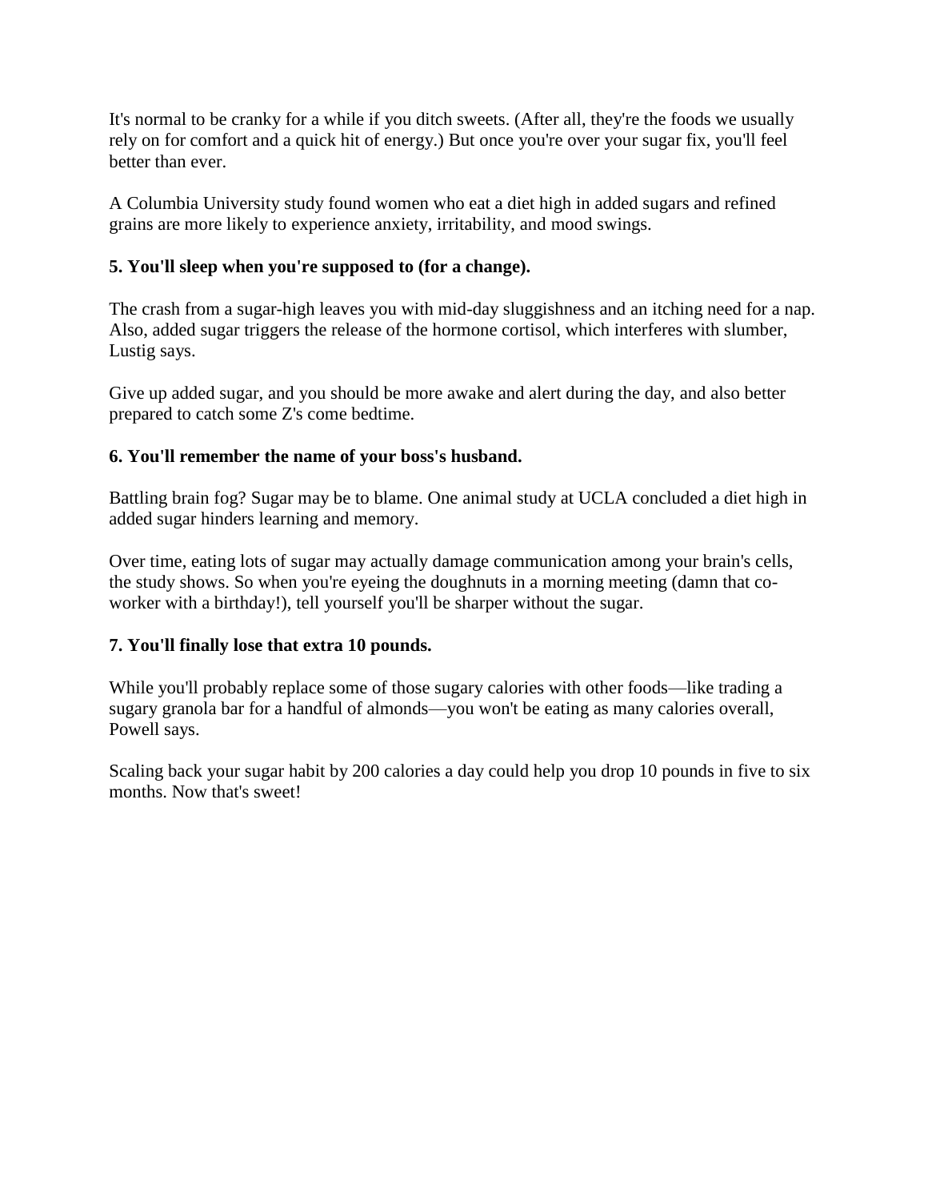It's normal to be cranky for a while if you ditch sweets. (After all, they're the foods we usually rely on for comfort and a quick hit of energy.) But once you're over your sugar fix, you'll feel better than ever.

A Columbia University study found women who eat a diet high in added sugars and refined grains are more likely to experience anxiety, irritability, and mood swings.

**5. You'll sleep when you're supposed to (for a change).**

The crash from a sugar-high leaves you with mid-day sluggishness and an itching need for a nap. Also, added sugar triggers the release of the hormone cortisol, which interferes with slumber, Lustig says.

Give up added sugar, and you should be more awake and alert during the day, and also better prepared to catch some Z's come bedtime.

**6. You'll remember the name of your boss's husband.**

Battling brain fog? Sugar may be to blame. One animal study at UCLA concluded a diet high in added sugar hinders learning and memory.

Over time, eating lots of sugar may actually damage communication among your brain's cells, the study shows. So when you're eyeing the doughnuts in a morning meeting (damn that co-worker with a birthday!), tell yourself you'll be sharper without the sugar.

**7. You'll finally lose that extra 10 pounds.**

While you'll probably replace some of those sugary calories with other foods—like trading a sugary granola bar for a handful of almonds—you won't be eating as many calories overall, Powell says.

Scaling back your sugar habit by 200 calories a day could help you drop 10 pounds in five to six months. Now that's sweet!